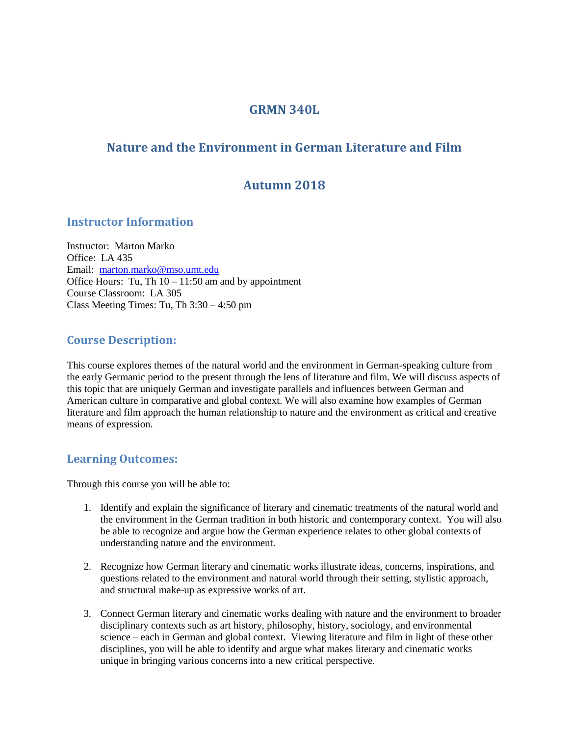# GRMN 340L

# Nature and the Environment in German Literature and Film

# Autumn 2018

## Instructor Information

Instructor: Marton Marko
Office: LA 435
Email: marton.marko@mso.umt.edu
Office Hours: Tu, Th 10 – 11:50 am and by appointment
Course Classroom: LA 305
Class Meeting Times: Tu, Th 3:30 – 4:50 pm

## Course Description:

This course explores themes of the natural world and the environment in German-speaking culture from the early Germanic period to the present through the lens of literature and film. We will discuss aspects of this topic that are uniquely German and investigate parallels and influences between German and American culture in comparative and global context. We will also examine how examples of German literature and film approach the human relationship to nature and the environment as critical and creative means of expression.

## Learning Outcomes:

Through this course you will be able to:

1. Identify and explain the significance of literary and cinematic treatments of the natural world and the environment in the German tradition in both historic and contemporary context. You will also be able to recognize and argue how the German experience relates to other global contexts of understanding nature and the environment.

2. Recognize how German literary and cinematic works illustrate ideas, concerns, inspirations, and questions related to the environment and natural world through their setting, stylistic approach, and structural make-up as expressive works of art.

3. Connect German literary and cinematic works dealing with nature and the environment to broader disciplinary contexts such as art history, philosophy, history, sociology, and environmental science – each in German and global context. Viewing literature and film in light of these other disciplines, you will be able to identify and argue what makes literary and cinematic works unique in bringing various concerns into a new critical perspective.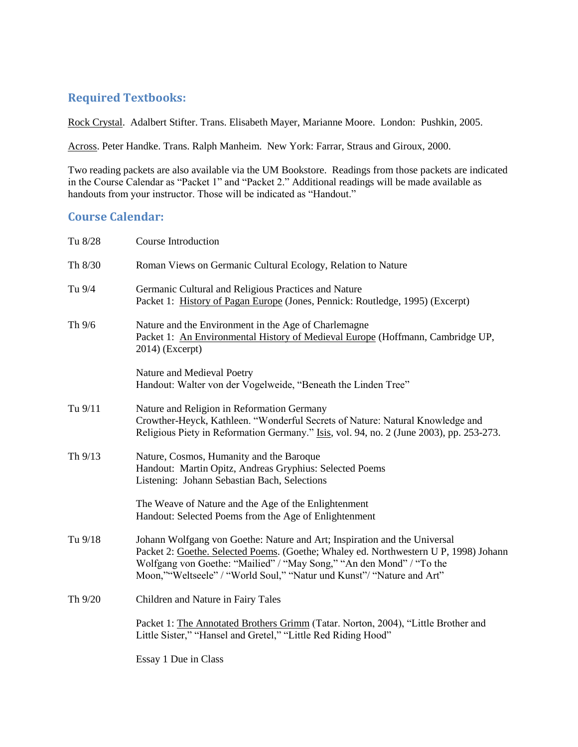## Required Textbooks:

Rock Crystal. Adalbert Stifter. Trans. Elisabeth Mayer, Marianne Moore. London: Pushkin, 2005.

Across. Peter Handke. Trans. Ralph Manheim. New York: Farrar, Straus and Giroux, 2000.

Two reading packets are also available via the UM Bookstore. Readings from those packets are indicated in the Course Calendar as "Packet 1" and "Packet 2." Additional readings will be made available as handouts from your instructor. Those will be indicated as "Handout."

## Course Calendar:

**Tu 8/28** Course Introduction

**Th 8/30** Roman Views on Germanic Cultural Ecology, Relation to Nature

**Tu 9/4** Germanic Cultural and Religious Practices and Nature
Packet 1: History of Pagan Europe (Jones, Pennick: Routledge, 1995) (Excerpt)

**Th 9/6** Nature and the Environment in the Age of Charlemagne
Packet 1: An Environmental History of Medieval Europe (Hoffmann, Cambridge UP, 2014) (Excerpt)

Nature and Medieval Poetry
Handout: Walter von der Vogelweide, "Beneath the Linden Tree"

**Tu 9/11** Nature and Religion in Reformation Germany
Crowther-Heyck, Kathleen. "Wonderful Secrets of Nature: Natural Knowledge and Religious Piety in Reformation Germany." Isis, vol. 94, no. 2 (June 2003), pp. 253-273.

**Th 9/13** Nature, Cosmos, Humanity and the Baroque
Handout: Martin Opitz, Andreas Gryphius: Selected Poems
Listening: Johann Sebastian Bach, Selections

The Weave of Nature and the Age of the Enlightenment
Handout: Selected Poems from the Age of Enlightenment

**Tu 9/18** Johann Wolfgang von Goethe: Nature and Art; Inspiration and the Universal
Packet 2: Goethe. Selected Poems. (Goethe; Whaley ed. Northwestern U P, 1998) Johann Wolfgang von Goethe: "Mailied" / "May Song," "An den Mond" / "To the Moon,""Weltseele" / "World Soul," "Natur und Kunst"/ "Nature and Art"

**Th 9/20** Children and Nature in Fairy Tales

Packet 1: The Annotated Brothers Grimm (Tatar. Norton, 2004), "Little Brother and Little Sister," "Hansel and Gretel," "Little Red Riding Hood"

Essay 1 Due in Class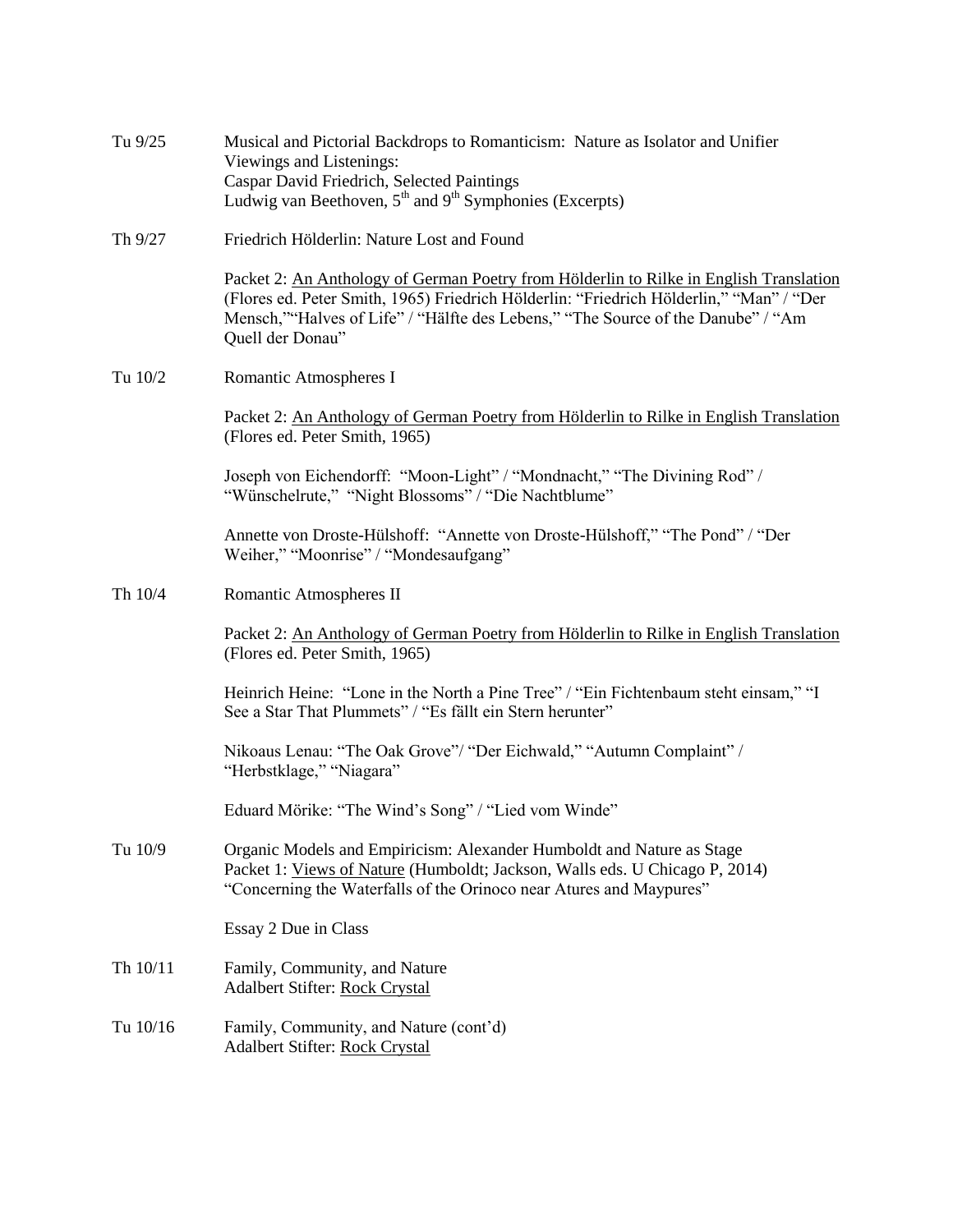Tu 9/25 Musical and Pictorial Backdrops to Romanticism: Nature as Isolator and Unifier
Viewings and Listenings:
Caspar David Friedrich, Selected Paintings
Ludwig van Beethoven, 5th and 9th Symphonies (Excerpts)

Th 9/27 Friedrich Hölderlin: Nature Lost and Found

Packet 2: An Anthology of German Poetry from Hölderlin to Rilke in English Translation (Flores ed. Peter Smith, 1965) Friedrich Hölderlin: "Friedrich Hölderlin," "Man" / "Der Mensch,""Halves of Life" / "Hälfte des Lebens," "The Source of the Danube" / "Am Quell der Donau"

Tu 10/2 Romantic Atmospheres I

Packet 2: An Anthology of German Poetry from Hölderlin to Rilke in English Translation (Flores ed. Peter Smith, 1965)

Joseph von Eichendorff: "Moon-Light" / "Mondnacht," "The Divining Rod" / "Wünschelrute," "Night Blossoms" / "Die Nachtblume"

Annette von Droste-Hülshoff: "Annette von Droste-Hülshoff," "The Pond" / "Der Weiher," "Moonrise" / "Mondesaufgang"

Th 10/4 Romantic Atmospheres II

Packet 2: An Anthology of German Poetry from Hölderlin to Rilke in English Translation (Flores ed. Peter Smith, 1965)

Heinrich Heine: "Lone in the North a Pine Tree" / "Ein Fichtenbaum steht einsam," "I See a Star That Plummets" / "Es fällt ein Stern herunter"

Nikoaus Lenau: "The Oak Grove"/ "Der Eichwald," "Autumn Complaint" / "Herbstklage," "Niagara"

Eduard Mörike: "The Wind's Song" / "Lied vom Winde"

Tu 10/9 Organic Models and Empiricism: Alexander Humboldt and Nature as Stage
Packet 1: Views of Nature (Humboldt; Jackson, Walls eds. U Chicago P, 2014)
"Concerning the Waterfalls of the Orinoco near Atures and Maypures"

Essay 2 Due in Class

Th 10/11 Family, Community, and Nature
Adalbert Stifter: Rock Crystal

Tu 10/16 Family, Community, and Nature (cont'd)
Adalbert Stifter: Rock Crystal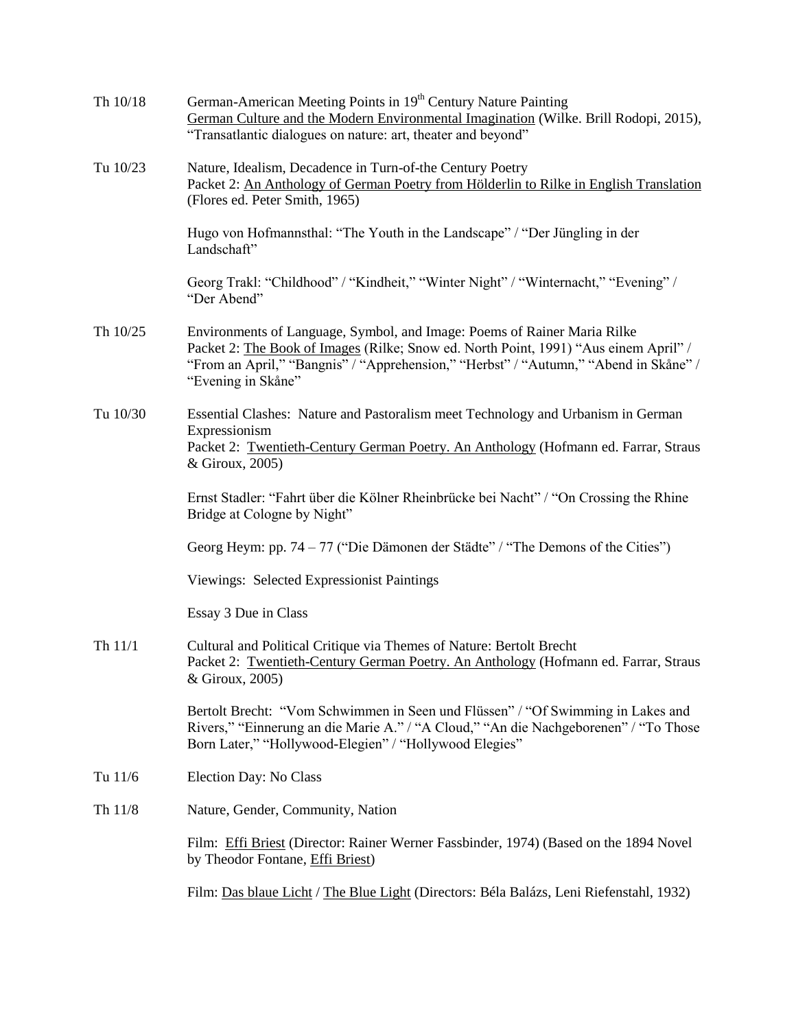Th 10/18 — German-American Meeting Points in 19th Century Nature Painting
German Culture and the Modern Environmental Imagination (Wilke. Brill Rodopi, 2015), "Transatlantic dialogues on nature: art, theater and beyond"

Tu 10/23 — Nature, Idealism, Decadence in Turn-of-the Century Poetry
Packet 2: An Anthology of German Poetry from Hölderlin to Rilke in English Translation (Flores ed. Peter Smith, 1965)

Hugo von Hofmannsthal: "The Youth in the Landscape" / "Der Jüngling in der Landschaft"

Georg Trakl: "Childhood" / "Kindheit," "Winter Night" / "Winternacht," "Evening" / "Der Abend"

Th 10/25 — Environments of Language, Symbol, and Image: Poems of Rainer Maria Rilke
Packet 2: The Book of Images (Rilke; Snow ed. North Point, 1991) "Aus einem April" / "From an April," "Bangnis" / "Apprehension," "Herbst" / "Autumn," "Abend in Skåne" / "Evening in Skåne"

Tu 10/30 — Essential Clashes: Nature and Pastoralism meet Technology and Urbanism in German Expressionism
Packet 2: Twentieth-Century German Poetry. An Anthology (Hofmann ed. Farrar, Straus & Giroux, 2005)

Ernst Stadler: "Fahrt über die Kölner Rheinbrücke bei Nacht" / "On Crossing the Rhine Bridge at Cologne by Night"

Georg Heym: pp. 74 – 77 ("Die Dämonen der Städte" / "The Demons of the Cities")

Viewings: Selected Expressionist Paintings

Essay 3 Due in Class

Th 11/1 — Cultural and Political Critique via Themes of Nature: Bertolt Brecht
Packet 2: Twentieth-Century German Poetry. An Anthology (Hofmann ed. Farrar, Straus & Giroux, 2005)

Bertolt Brecht: "Vom Schwimmen in Seen und Flüssen" / "Of Swimming in Lakes and Rivers," "Einnerung an die Marie A." / "A Cloud," "An die Nachgeborenen" / "To Those Born Later," "Hollywood-Elegien" / "Hollywood Elegies"

Tu 11/6 — Election Day: No Class

Th 11/8 — Nature, Gender, Community, Nation

Film: Effi Briest (Director: Rainer Werner Fassbinder, 1974) (Based on the 1894 Novel by Theodor Fontane, Effi Briest)

Film: Das blaue Licht / The Blue Light (Directors: Béla Balázs, Leni Riefenstahl, 1932)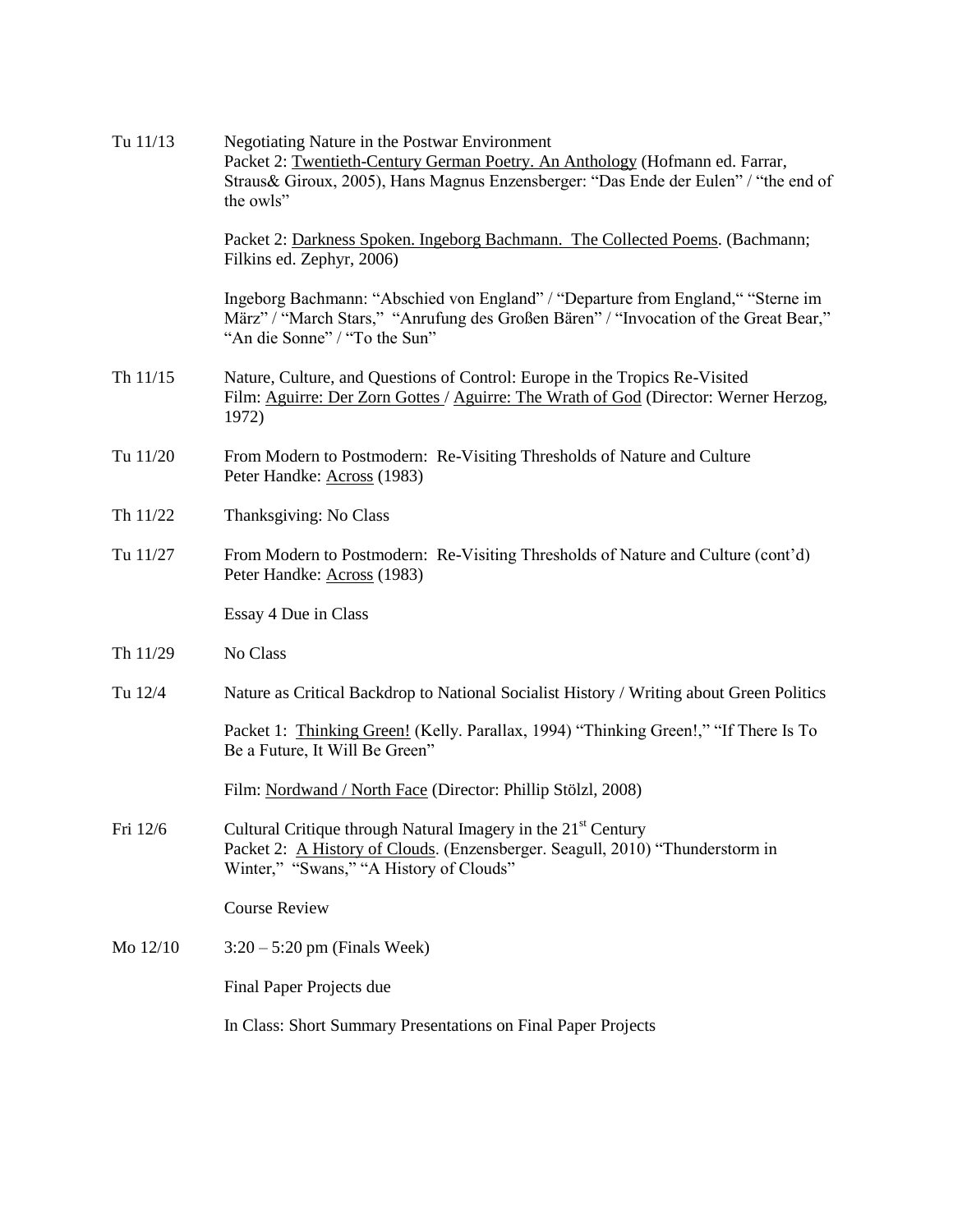| | |
|---|---|
| Tu 11/13 | Negotiating Nature in the Postwar Environment<br>Packet 2: Twentieth-Century German Poetry. An Anthology (Hofmann ed. Farrar, Straus& Giroux, 2005), Hans Magnus Enzensberger: "Das Ende der Eulen" / "the end of the owls"<br><br>Packet 2: Darkness Spoken. Ingeborg Bachmann. The Collected Poems. (Bachmann; Filkins ed. Zephyr, 2006)<br><br>Ingeborg Bachmann: "Abschied von England" / "Departure from England," "Sterne im März" / "March Stars," "Anrufung des Großen Bären" / "Invocation of the Great Bear," "An die Sonne" / "To the Sun" |
| Th 11/15 | Nature, Culture, and Questions of Control: Europe in the Tropics Re-Visited<br>Film: Aguirre: Der Zorn Gottes / Aguirre: The Wrath of God (Director: Werner Herzog, 1972) |
| Tu 11/20 | From Modern to Postmodern: Re-Visiting Thresholds of Nature and Culture<br>Peter Handke: Across (1983) |
| Th 11/22 | Thanksgiving: No Class |
| Tu 11/27 | From Modern to Postmodern: Re-Visiting Thresholds of Nature and Culture (cont'd)<br>Peter Handke: Across (1983)<br><br>Essay 4 Due in Class |
| Th 11/29 | No Class |
| Tu 12/4 | Nature as Critical Backdrop to National Socialist History / Writing about Green Politics<br><br>Packet 1: Thinking Green! (Kelly. Parallax, 1994) "Thinking Green!," "If There Is To Be a Future, It Will Be Green"<br><br>Film: Nordwand / North Face (Director: Phillip Stölzl, 2008) |
| Fri 12/6 | Cultural Critique through Natural Imagery in the 21st Century<br>Packet 2: A History of Clouds. (Enzensberger. Seagull, 2010) "Thunderstorm in Winter," "Swans," "A History of Clouds"<br><br>Course Review |
| Mo 12/10 | 3:20 – 5:20 pm (Finals Week)<br><br>Final Paper Projects due<br><br>In Class: Short Summary Presentations on Final Paper Projects |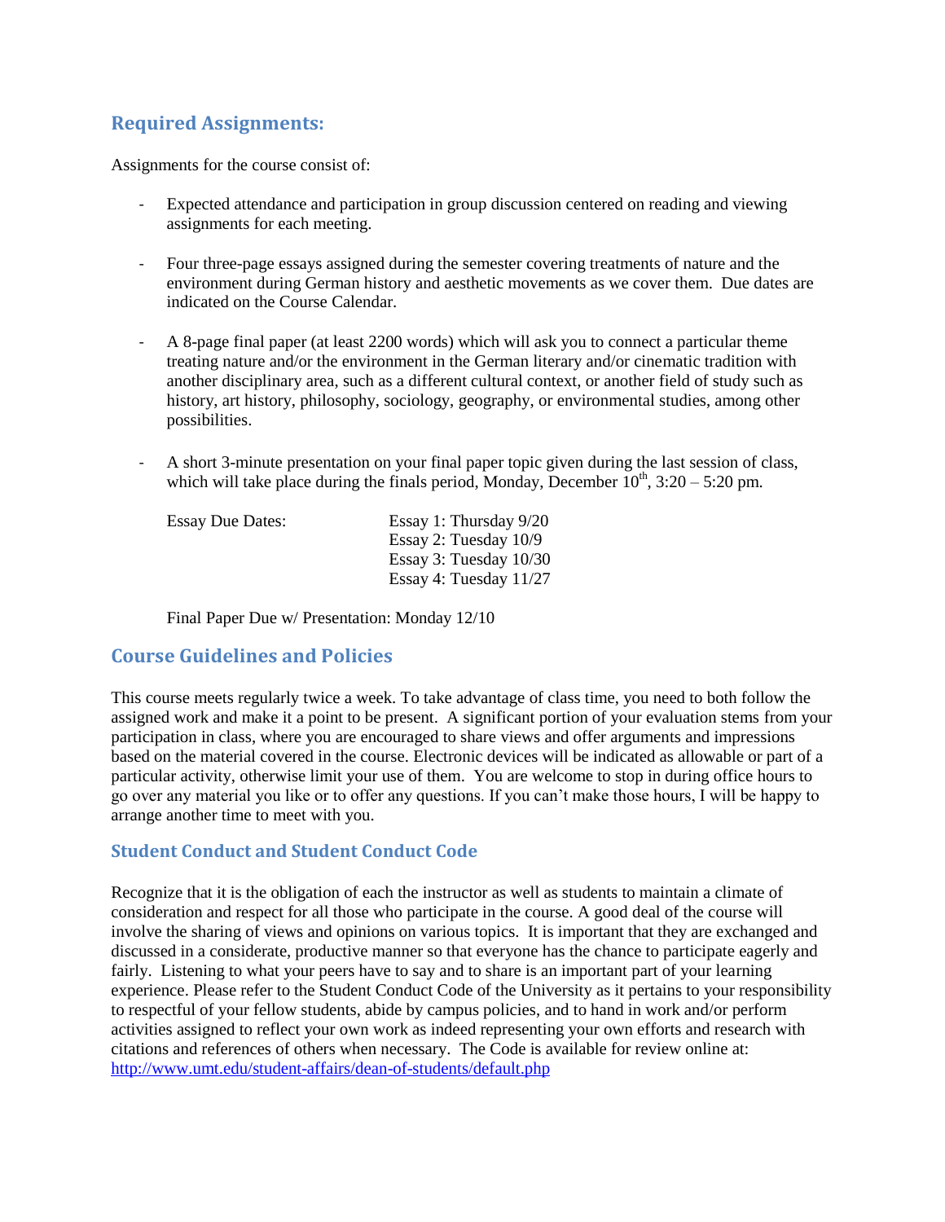## Required Assignments:

Assignments for the course consist of:

- Expected attendance and participation in group discussion centered on reading and viewing assignments for each meeting.

- Four three-page essays assigned during the semester covering treatments of nature and the environment during German history and aesthetic movements as we cover them. Due dates are indicated on the Course Calendar.

- A 8-page final paper (at least 2200 words) which will ask you to connect a particular theme treating nature and/or the environment in the German literary and/or cinematic tradition with another disciplinary area, such as a different cultural context, or another field of study such as history, art history, philosophy, sociology, geography, or environmental studies, among other possibilities.

- A short 3-minute presentation on your final paper topic given during the last session of class, which will take place during the finals period, Monday, December 10th, 3:20 – 5:20 pm.

  Essay Due Dates:
  Essay 1: Thursday 9/20
  Essay 2: Tuesday 10/9
  Essay 3: Tuesday 10/30
  Essay 4: Tuesday 11/27

  Final Paper Due w/ Presentation: Monday 12/10

## Course Guidelines and Policies

This course meets regularly twice a week. To take advantage of class time, you need to both follow the assigned work and make it a point to be present. A significant portion of your evaluation stems from your participation in class, where you are encouraged to share views and offer arguments and impressions based on the material covered in the course. Electronic devices will be indicated as allowable or part of a particular activity, otherwise limit your use of them. You are welcome to stop in during office hours to go over any material you like or to offer any questions. If you can't make those hours, I will be happy to arrange another time to meet with you.

### Student Conduct and Student Conduct Code

Recognize that it is the obligation of each the instructor as well as students to maintain a climate of consideration and respect for all those who participate in the course. A good deal of the course will involve the sharing of views and opinions on various topics. It is important that they are exchanged and discussed in a considerate, productive manner so that everyone has the chance to participate eagerly and fairly. Listening to what your peers have to say and to share is an important part of your learning experience. Please refer to the Student Conduct Code of the University as it pertains to your responsibility to respectful of your fellow students, abide by campus policies, and to hand in work and/or perform activities assigned to reflect your own work as indeed representing your own efforts and research with citations and references of others when necessary. The Code is available for review online at: http://www.umt.edu/student-affairs/dean-of-students/default.php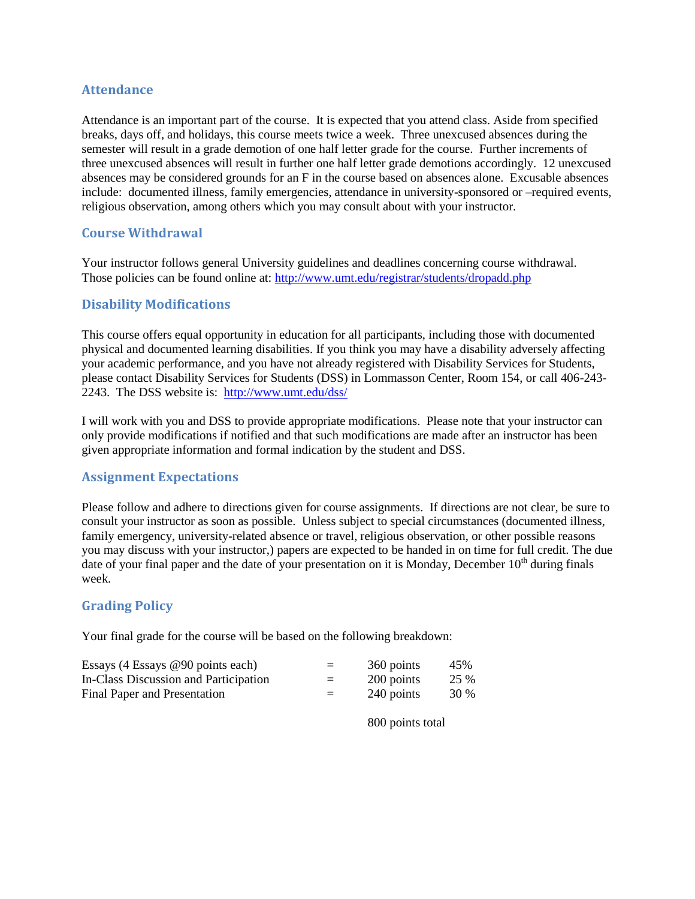## Attendance

Attendance is an important part of the course. It is expected that you attend class. Aside from specified breaks, days off, and holidays, this course meets twice a week. Three unexcused absences during the semester will result in a grade demotion of one half letter grade for the course. Further increments of three unexcused absences will result in further one half letter grade demotions accordingly. 12 unexcused absences may be considered grounds for an F in the course based on absences alone. Excusable absences include: documented illness, family emergencies, attendance in university-sponsored or –required events, religious observation, among others which you may consult about with your instructor.

## Course Withdrawal

Your instructor follows general University guidelines and deadlines concerning course withdrawal. Those policies can be found online at: http://www.umt.edu/registrar/students/dropadd.php

## Disability Modifications

This course offers equal opportunity in education for all participants, including those with documented physical and documented learning disabilities. If you think you may have a disability adversely affecting your academic performance, and you have not already registered with Disability Services for Students, please contact Disability Services for Students (DSS) in Lommasson Center, Room 154, or call 406-243-2243. The DSS website is: http://www.umt.edu/dss/

I will work with you and DSS to provide appropriate modifications. Please note that your instructor can only provide modifications if notified and that such modifications are made after an instructor has been given appropriate information and formal indication by the student and DSS.

## Assignment Expectations

Please follow and adhere to directions given for course assignments. If directions are not clear, be sure to consult your instructor as soon as possible. Unless subject to special circumstances (documented illness, family emergency, university-related absence or travel, religious observation, or other possible reasons you may discuss with your instructor,) papers are expected to be handed in on time for full credit. The due date of your final paper and the date of your presentation on it is Monday, December 10th during finals week.

## Grading Policy

Your final grade for the course will be based on the following breakdown:

| | | | |
|---|---|---|---|
| Essays (4 Essays @90 points each) | = | 360 points | 45% |
| In-Class Discussion and Participation | = | 200 points | 25 % |
| Final Paper and Presentation | = | 240 points | 30 % |
| | | 800 points total | |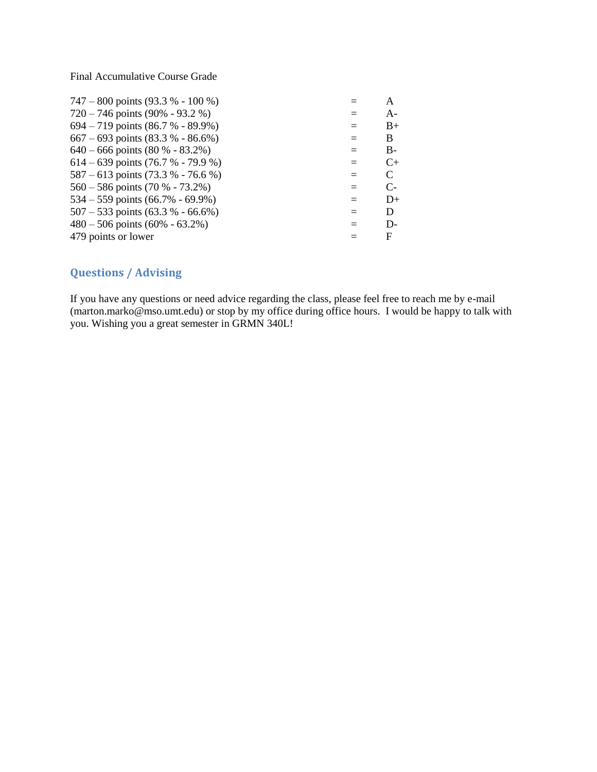Final Accumulative Course Grade

| | | |
|---|---|---|
| 747 – 800 points (93.3 % - 100 %) | = | A |
| 720 – 746 points (90% - 93.2 %) | = | A- |
| 694 – 719 points (86.7 % - 89.9%) | = | B+ |
| 667 – 693 points (83.3 % - 86.6%) | = | B |
| 640 – 666 points (80 % - 83.2%) | = | B- |
| 614 – 639 points (76.7 % - 79.9 %) | = | C+ |
| 587 – 613 points (73.3 % - 76.6 %) | = | C |
| 560 – 586 points (70 % - 73.2%) | = | C- |
| 534 – 559 points (66.7% - 69.9%) | = | D+ |
| 507 – 533 points (63.3 % - 66.6%) | = | D |
| 480 – 506 points (60% - 63.2%) | = | D- |
| 479 points or lower | = | F |

## Questions / Advising

If you have any questions or need advice regarding the class, please feel free to reach me by e-mail (marton.marko@mso.umt.edu) or stop by my office during office hours. I would be happy to talk with you. Wishing you a great semester in GRMN 340L!